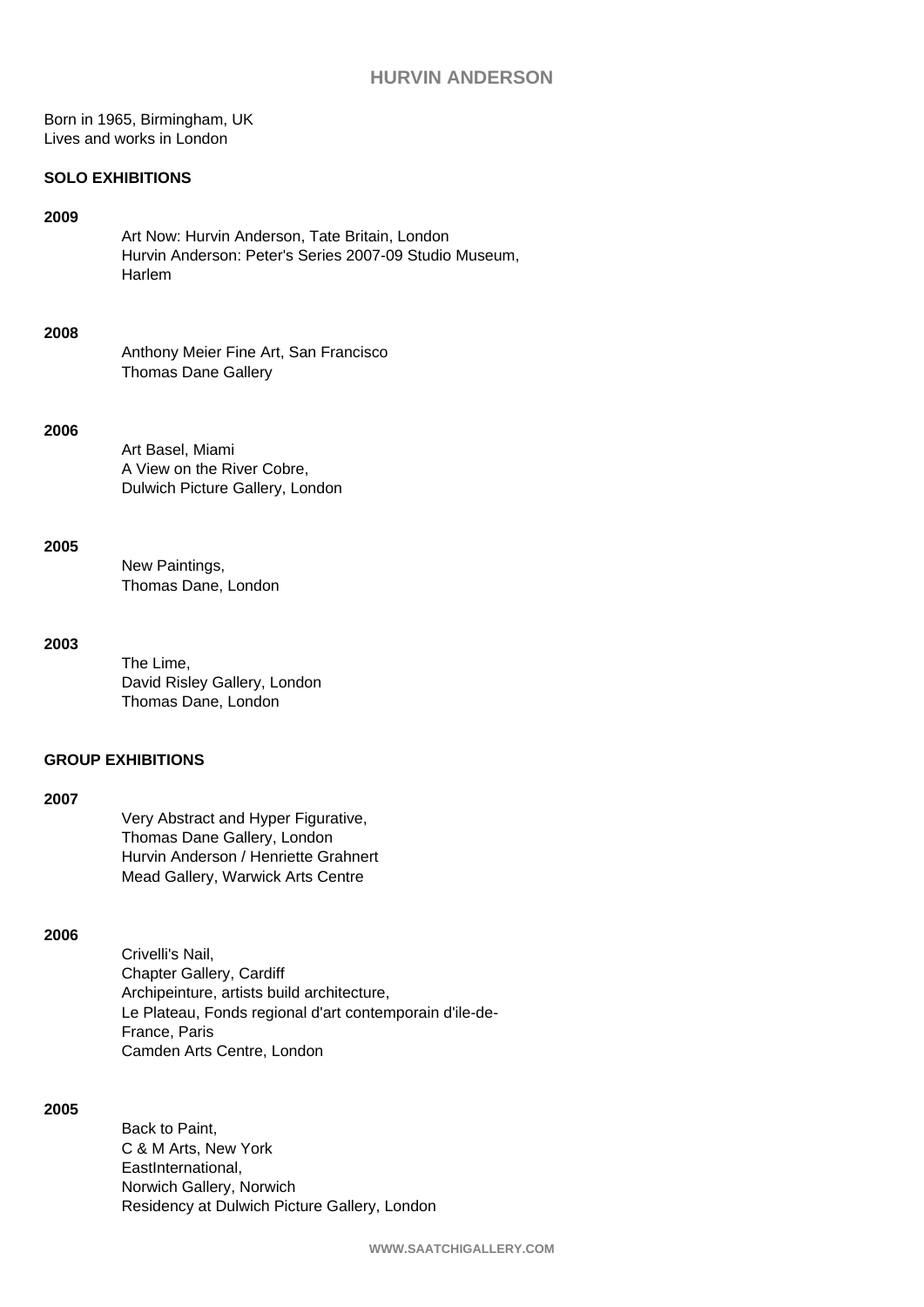# HURVIN ANDERSON

Born in 1965, Birmingham, UK
Lives and works in London

## SOLO EXHIBITIONS

### 2009

Art Now: Hurvin Anderson, Tate Britain, London
Hurvin Anderson: Peter's Series 2007-09 Studio Museum, Harlem

### 2008

Anthony Meier Fine Art, San Francisco
Thomas Dane Gallery

### 2006

Art Basel, Miami
A View on the River Cobre,
Dulwich Picture Gallery, London

### 2005

New Paintings,
Thomas Dane, London

### 2003

The Lime,
David Risley Gallery, London
Thomas Dane, London

## GROUP EXHIBITIONS

### 2007

Very Abstract and Hyper Figurative,
Thomas Dane Gallery, London
Hurvin Anderson / Henriette Grahnert
Mead Gallery, Warwick Arts Centre

### 2006

Crivelli's Nail,
Chapter Gallery, Cardiff
Archipeinture, artists build architecture,
Le Plateau, Fonds regional d'art contemporain d'ile-de-France, Paris
Camden Arts Centre, London

### 2005

Back to Paint,
C & M Arts, New York
EastInternational,
Norwich Gallery, Norwich
Residency at Dulwich Picture Gallery, London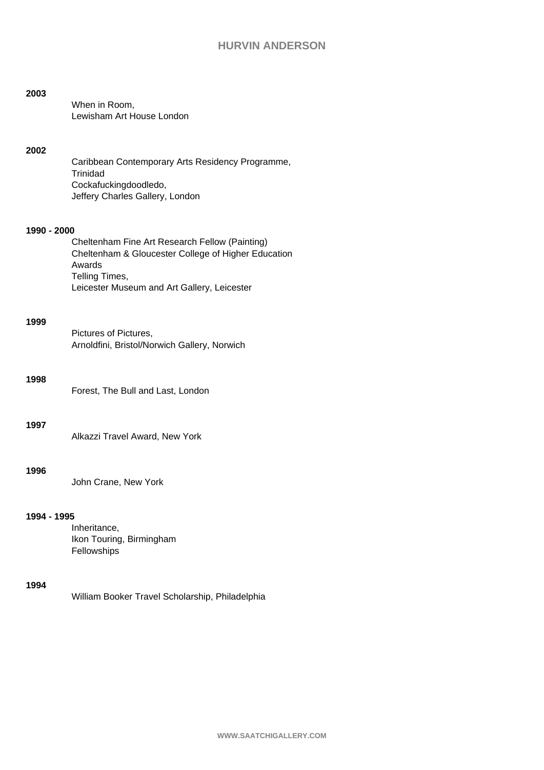**2003**

When in Room,
Lewisham Art House London

**2002**

Caribbean Contemporary Arts Residency Programme,
Trinidad
Cockafuckingdoodledo,
Jeffery Charles Gallery, London

**1990 - 2000**

Cheltenham Fine Art Research Fellow (Painting)
Cheltenham & Gloucester College of Higher Education
Awards
Telling Times,
Leicester Museum and Art Gallery, Leicester

**1999**

Pictures of Pictures,
Arnoldfini, Bristol/Norwich Gallery, Norwich

**1998**

Forest, The Bull and Last, London

**1997**

Alkazzi Travel Award, New York

**1996**

John Crane, New York

**1994 - 1995**

Inheritance,
Ikon Touring, Birmingham
Fellowships

**1994**

William Booker Travel Scholarship, Philadelphia